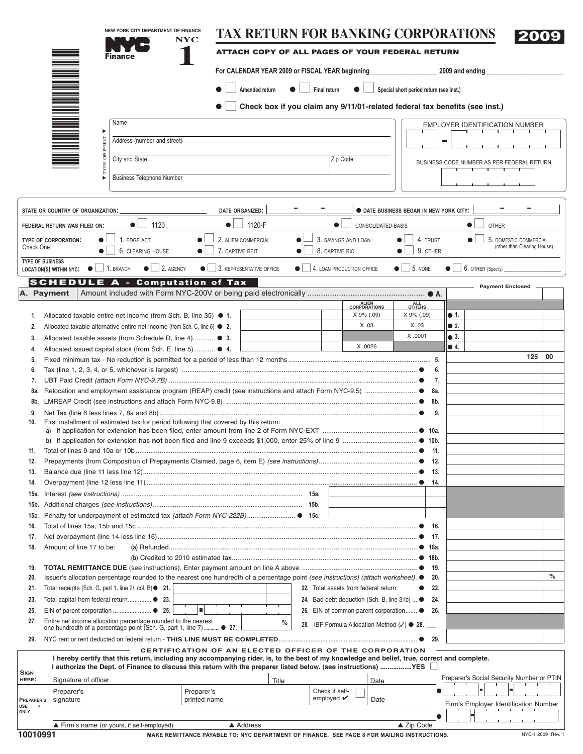NEW YORK CITY DEPARTMENT OF FINANCE

NYC Finance

# NYC 1

# TAX RETURN FOR BANKING CORPORATIONS 2009

**ATTACH COPY OF ALL PAGES OF YOUR FEDERAL RETURN**

For CALENDAR YEAR 2009 or FISCAL YEAR beginning ______________ 2009 and ending ______________

● ☐ Amended return ● ☐ Final return ● ☐ Special short period return (see inst.)

● ☐ **Check box if you claim any 9/11/01-related federal tax benefits (see inst.)**

TYPE OR PRINT ▶

| Name | EMPLOYER IDENTIFICATION NUMBER |
|---|---|
| Address (number and street) | |
| City and State / Zip Code | BUSINESS CODE NUMBER AS PER FEDERAL RETURN |
| Business Telephone Number | |

STATE OR COUNTRY OF ORGANIZATION: ______ DATE ORGANIZED: ______ ● DATE BUSINESS BEGAN IN NEW YORK CITY: ______

FEDERAL RETURN WAS FILED ON: ● ☐ 1120 ● ☐ 1120-F ● ☐ CONSOLIDATED BASIS ● ☐ OTHER

TYPE OF CORPORATION: Check One ● ☐ 1. EDGE ACT ● ☐ 2. ALIEN COMMERCIAL ● ☐ 3. SAVINGS AND LOAN ● ☐ 4. TRUST ● ☐ 5. DOMESTIC COMMERCIAL (other than Clearing House) ● ☐ 6. CLEARING HOUSE ● ☐ 7. CAPTIVE REIT ● ☐ 8. CAPTIVE RIC ● ☐ 9. OTHER

TYPE OF BUSINESS LOCATION(S) WITHIN NYC: ● ☐ 1. BRANCH ● ☐ 2. AGENCY ● ☐ 3. REPRESENTATIVE OFFICE ● ☐ 4. LOAN PRODUCTION OFFICE ● ☐ 5. NONE ● ☐ 6. OTHER (Specify) ______

## SCHEDULE A - Computation of Tax

| | | | | | Payment Enclosed |
|---|---|---|---|---|---|
| **A. Payment** | Amount included with Form NYC-200V or being paid electronically ........ ● A. | | | | |
| | | | ALIEN CORPORATIONS | ALL OTHERS | |
| 1. | Allocated taxable entire net income (from Sch. B, line 35) ● 1. | | X 9% (.09) | X 9% (.09) | ● 1. |
| 2. | Allocated taxable alternative entire net income (from Sch. C, line 6) ● 2. | | X .03 | X .03 | ● 2. |
| 3. | Allocated taxable assets (from Schedule D, line 4)........ ● 3. | | | X .0001 | ● 3. |
| 4. | Allocated issued capital stock (from Sch. E, line 5) ........ ● 4. | | X .0026 | | ● 4. |
| 5. | Fixed minimum tax - No reduction is permitted for a period of less than 12 months ........ 5. | | | | 125 00 |
| 6. | Tax (line 1, 2, 3, 4, or 5, whichever is largest) ........ ● 6. | | | | |
| 7. | UBT Paid Credit *(attach Form NYC-9.7B)* ........ ● 7. | | | | |
| 8a. | Relocation and employment assistance program (REAP) credit (see instructions and attach Form NYC-9.5) ........ ● 8a. | | | | |
| 8b. | LMREAP Credit (see instructions and attach Form NYC-9.8) ........ ● 8b. | | | | |
| 9. | Net Tax (line 6 less lines 7, 8a and 8b) ........ ● 9. | | | | |
| 10. | First installment of estimated tax for period following that covered by this return: | | | | |
| | a) If application for extension has been filed, enter amount from line 2 of Form NYC-EXT ........ ● 10a. | | | | |
| | b) If application for extension has **not** been filed and line 9 exceeds $1,000, enter 25% of line 9 ........ ● 10b. | | | | |
| 11. | Total of lines 9 and 10a or 10b ........ ● 11. | | | | |
| 12. | Prepayments (from Composition of Prepayments Claimed, page 6, item E) *(see instructions)* ........ ● 12. | | | | |
| 13. | Balance due (line 11 less line 12) ........ ● 13. | | | | |
| 14. | Overpayment (line 12 less line 11) ........ ● 14. | | | | |
| 15a. | Interest *(see instructions)* ........ 15a. | | | | |
| 15b. | Additional charges *(see instructions)* ........ 15b. | | | | |
| 15c. | Penalty for underpayment of estimated tax *(attach Form NYC-222B)* ........ ● 15c. | | | | |
| 16. | Total of lines 15a, 15b and 15c ........ ● 16. | | | | |
| 17. | Net overpayment (line 14 less line 16) ........ ● 17. | | | | |
| 18. | Amount of line 17 to be: (a) Refunded ........ ● 18a. | | | | |
| | (b) Credited to 2010 estimated tax ........ ● 18b. | | | | |
| 19. | **TOTAL REMITTANCE DUE** (see instructions). Enter payment amount on line A above ........ ● 19. | | | | |
| 20. | Issuer's allocation percentage rounded to the nearest one hundredth of a percentage point *(see instructions) (attach worksheet)*. ● 20. | | | | % |

| | | | | |
|---|---|---|---|---|
| 21. | Total receipts (Sch. G, part 1, line 2/, col. B) ● 21. | | 22. Total assets from federal return ● 22. | |
| 23. | Total capital from federal return........ ● 23. | | 24. Bad debt deduction (Sch. B, line 31b) ... ● 24. | |
| 25. | EIN of parent corporation ........ ● 25. | | 26. EIN of common parent corporation........ ● 26. | |
| 27. | Entire net income allocation percentage rounded to the nearest one hundredth of a percentage point (Sch. G, part 1, line 7)........ ● 27. | % | 28. IBF Formula Allocation Method (✓) ● 28. ☐ | |
| 29. | NYC rent or rent deducted on federal return - **THIS LINE MUST BE COMPLETED** ........ ● 29. | | | |

### CERTIFICATION OF AN ELECTED OFFICER OF THE CORPORATION

**I hereby certify that this return, including any accompanying rider, is, to the best of my knowledge and belief, true, correct and complete.**
**I authorize the Dept. of Finance to discuss this return with the preparer listed below. (see instructions) ................YES** ☐

| | | | | |
|---|---|---|---|---|
| **SIGN HERE:** | Signature of officer | Title | Date | Preparer's Social Security Number or PTIN ● |
| **PREPARER'S USE ONLY** | Preparer's signature | Preparer's printed name / Check if self-employed ✔ ☐ | Date | Firm's Employer Identification Number ● |
| | ▲ Firm's name (or yours, if self-employed) | ▲ Address | ▲ Zip Code | |

10010991

**MAKE REMITTANCE PAYABLE TO: NYC DEPARTMENT OF FINANCE. SEE PAGE 8 FOR MAILING INSTRUCTIONS.**

NYC-1 2009 Rev. 1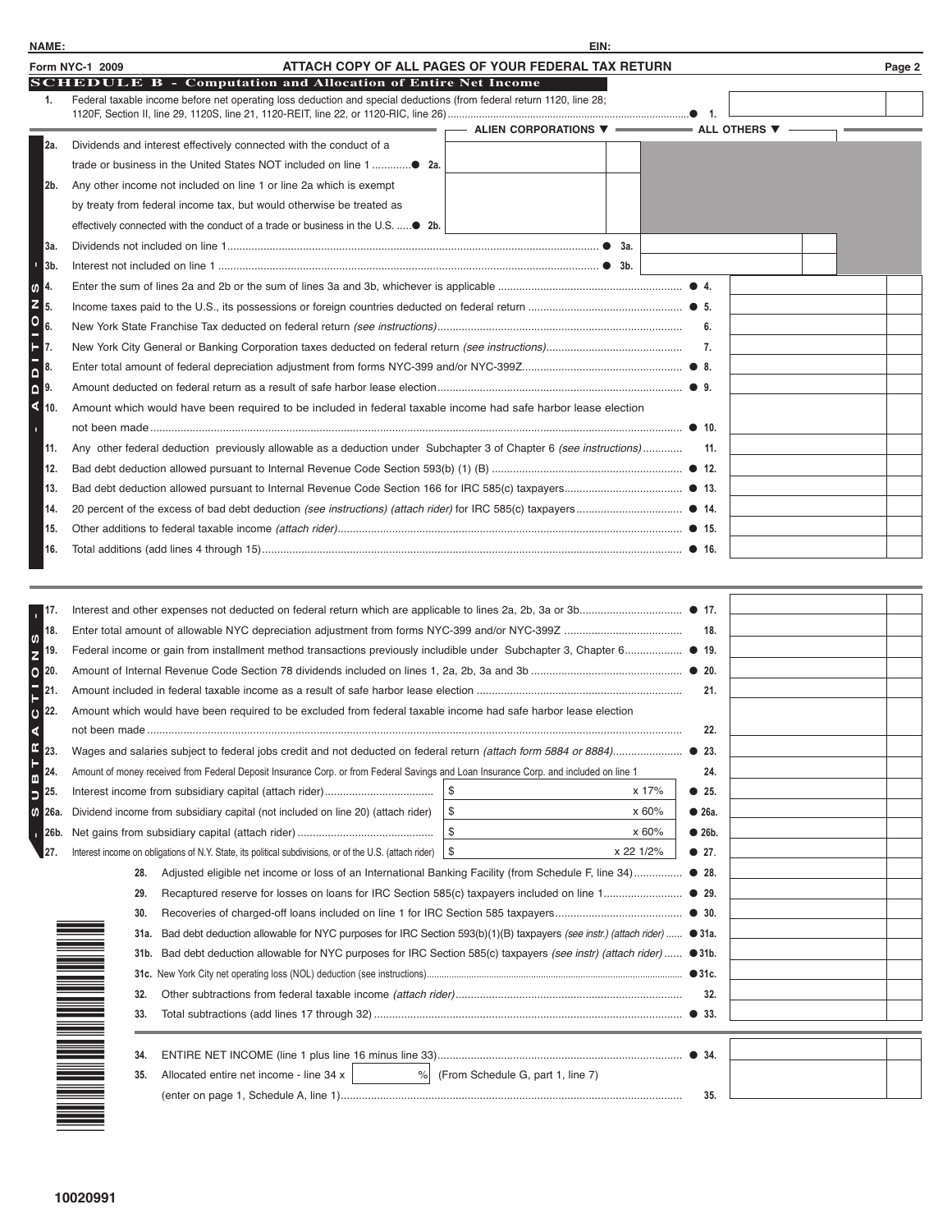NAME: EIN:

Form NYC-1 2009 **ATTACH COPY OF ALL PAGES OF YOUR FEDERAL TAX RETURN** Page 2

## SCHEDULE B - Computation and Allocation of Entire Net Income

| Line | Description | | |
|---|---|---|---|
| 1. | Federal taxable income before net operating loss deduction and special deductions (from federal return 1120, line 28; 1120F, Section II, line 29, 1120S, line 21, 1120-REIT, line 22, or 1120-RIC, line 26) | ● 1. | |

**- ADDITIONS -**

| Line | Description | ALIEN CORPORATIONS ▼ | ALL OTHERS ▼ | | |
|---|---|---|---|---|---|
| 2a. | Dividends and interest effectively connected with the conduct of a trade or business in the United States NOT included on line 1 ● 2a. | | | | |
| 2b. | Any other income not included on line 1 or line 2a which is exempt by treaty from federal income tax, but would otherwise be treated as effectively connected with the conduct of a trade or business in the U.S. ● 2b. | | | | |
| 3a. | Dividends not included on line 1 ● 3a. | | | | |
| 3b. | Interest not included on line 1 ● 3b. | | | | |
| 4. | Enter the sum of lines 2a and 2b or the sum of lines 3a and 3b, whichever is applicable | | | ● 4. | |
| 5. | Income taxes paid to the U.S., its possessions or foreign countries deducted on federal return | | | ● 5. | |
| 6. | New York State Franchise Tax deducted on federal return *(see instructions)* | | | 6. | |
| 7. | New York City General or Banking Corporation taxes deducted on federal return *(see instructions)* | | | 7. | |
| 8. | Enter total amount of federal depreciation adjustment from forms NYC-399 and/or NYC-399Z | | | ● 8. | |
| 9. | Amount deducted on federal return as a result of safe harbor lease election | | | ● 9. | |
| 10. | Amount which would have been required to be included in federal taxable income had safe harbor lease election not been made | | | ● 10. | |
| 11. | Any other federal deduction previously allowable as a deduction under Subchapter 3 of Chapter 6 *(see instructions)* | | | 11. | |
| 12. | Bad debt deduction allowed pursuant to Internal Revenue Code Section 593(b) (1) (B) | | | ● 12. | |
| 13. | Bad debt deduction allowed pursuant to Internal Revenue Code Section 166 for IRC 585(c) taxpayers | | | ● 13. | |
| 14. | 20 percent of the excess of bad debt deduction *(see instructions) (attach rider)* for IRC 585(c) taxpayers | | | ● 14. | |
| 15. | Other additions to federal taxable income *(attach rider)* | | | ● 15. | |
| 16. | Total additions (add lines 4 through 15) | | | ● 16. | |

**- SUBTRACTIONS -**

| Line | Description | Amount | Rate | | |
|---|---|---|---|---|---|
| 17. | Interest and other expenses not deducted on federal return which are applicable to lines 2a, 2b, 3a or 3b | | | ● 17. | |
| 18. | Enter total amount of allowable NYC depreciation adjustment from forms NYC-399 and/or NYC-399Z | | | 18. | |
| 19. | Federal income or gain from installment method transactions previously includible under Subchapter 3, Chapter 6 | | | ● 19. | |
| 20. | Amount of Internal Revenue Code Section 78 dividends included on lines 1, 2a, 2b, 3a and 3b | | | ● 20. | |
| 21. | Amount included in federal taxable income as a result of safe harbor lease election | | | 21. | |
| 22. | Amount which would have been required to be excluded from federal taxable income had safe harbor lease election not been made | | | 22. | |
| 23. | Wages and salaries subject to federal jobs credit and not deducted on federal return *(attach form 5884 or 8884)* | | | ● 23. | |
| 24. | Amount of money received from Federal Deposit Insurance Corp. or from Federal Savings and Loan Insurance Corp. and included on line 1 | | | 24. | |
| 25. | Interest income from subsidiary capital (attach rider) | $ | x 17% | ● 25. | |
| 26a. | Dividend income from subsidiary capital (not included on line 20) (attach rider) | $ | x 60% | ● 26a. | |
| 26b. | Net gains from subsidiary capital (attach rider) | $ | x 60% | ● 26b. | |
| 27. | Interest income on obligations of N.Y. State, its political subdivisions, or of the U.S. (attach rider) | $ | x 22 1/2% | ● 27. | |
| 28. | Adjusted eligible net income or loss of an International Banking Facility (from Schedule F, line 34) | | | ● 28. | |
| 29. | Recaptured reserve for losses on loans for IRC Section 585(c) taxpayers included on line 1 | | | ● 29. | |
| 30. | Recoveries of charged-off loans included on line 1 for IRC Section 585 taxpayers | | | ● 30. | |
| 31a. | Bad debt deduction allowable for NYC purposes for IRC Section 593(b)(1)(B) taxpayers *(see instr.) (attach rider)* | | | ● 31a. | |
| 31b. | Bad debt deduction allowable for NYC purposes for IRC Section 585(c) taxpayers *(see instr) (attach rider)* | | | ● 31b. | |
| 31c. | New York City net operating loss (NOL) deduction (see instructions) | | | ● 31c. | |
| 32. | Other subtractions from federal taxable income *(attach rider)* | | | 32. | |
| 33. | Total subtractions (add lines 17 through 32) | | | ● 33. | |

| Line | Description | | |
|---|---|---|---|
| 34. | ENTIRE NET INCOME (line 1 plus line 16 minus line 33) | ● 34. | |
| 35. | Allocated entire net income - line 34 x ______ % (From Schedule G, part 1, line 7) (enter on page 1, Schedule A, line 1) | 35. | |

10020991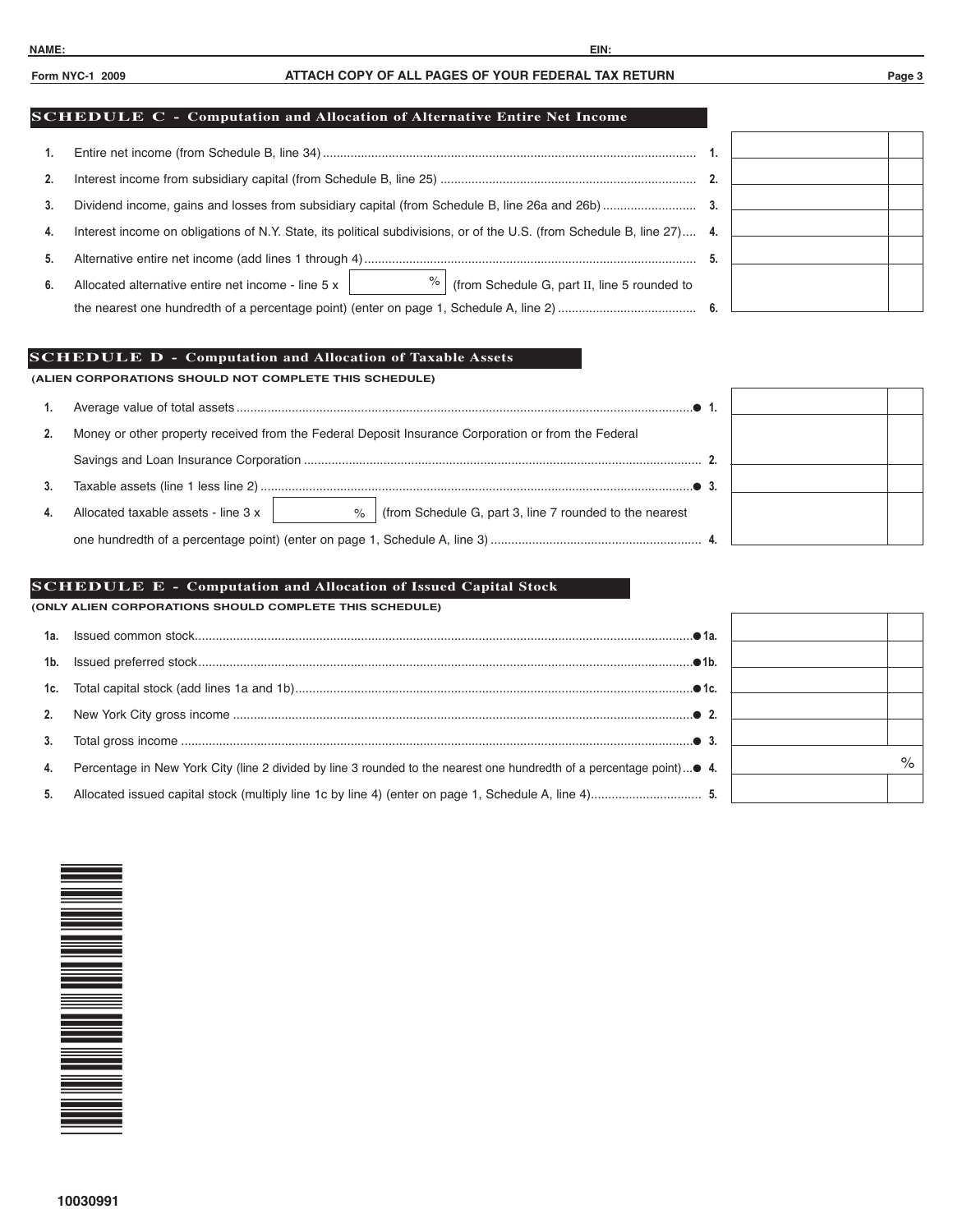NAME: EIN:

Form NYC-1 2009 **ATTACH COPY OF ALL PAGES OF YOUR FEDERAL TAX RETURN**

## SCHEDULE C - Computation and Allocation of Alternative Entire Net Income

| | | | | |
|---|---|---|---|---|
| 1. | Entire net income (from Schedule B, line 34) | 1. | | |
| 2. | Interest income from subsidiary capital (from Schedule B, line 25) | 2. | | |
| 3. | Dividend income, gains and losses from subsidiary capital (from Schedule B, line 26a and 26b) | 3. | | |
| 4. | Interest income on obligations of N.Y. State, its political subdivisions, or of the U.S. (from Schedule B, line 27) | 4. | | |
| 5. | Alternative entire net income (add lines 1 through 4) | 5. | | |
| 6. | Allocated alternative entire net income - line 5 x ______ % (from Schedule G, part II, line 5 rounded to the nearest one hundredth of a percentage point) (enter on page 1, Schedule A, line 2) | 6. | | |

## SCHEDULE D - Computation and Allocation of Taxable Assets

**(ALIEN CORPORATIONS SHOULD NOT COMPLETE THIS SCHEDULE)**

| | | | | |
|---|---|---|---|---|
| 1. | Average value of total assets | ● 1. | | |
| 2. | Money or other property received from the Federal Deposit Insurance Corporation or from the Federal Savings and Loan Insurance Corporation | 2. | | |
| 3. | Taxable assets (line 1 less line 2) | ● 3. | | |
| 4. | Allocated taxable assets - line 3 x ______ % (from Schedule G, part 3, line 7 rounded to the nearest one hundredth of a percentage point) (enter on page 1, Schedule A, line 3) | 4. | | |

## SCHEDULE E - Computation and Allocation of Issued Capital Stock

**(ONLY ALIEN CORPORATIONS SHOULD COMPLETE THIS SCHEDULE)**

| | | | | |
|---|---|---|---|---|
| 1a. | Issued common stock | ● 1a. | | |
| 1b. | Issued preferred stock | ● 1b. | | |
| 1c. | Total capital stock (add lines 1a and 1b) | ● 1c. | | |
| 2. | New York City gross income | ● 2. | | |
| 3. | Total gross income | ● 3. | | |
| 4. | Percentage in New York City (line 2 divided by line 3 rounded to the nearest one hundredth of a percentage point) | ● 4. | | % |
| 5. | Allocated issued capital stock (multiply line 1c by line 4) (enter on page 1, Schedule A, line 4) | 5. | | |

10030991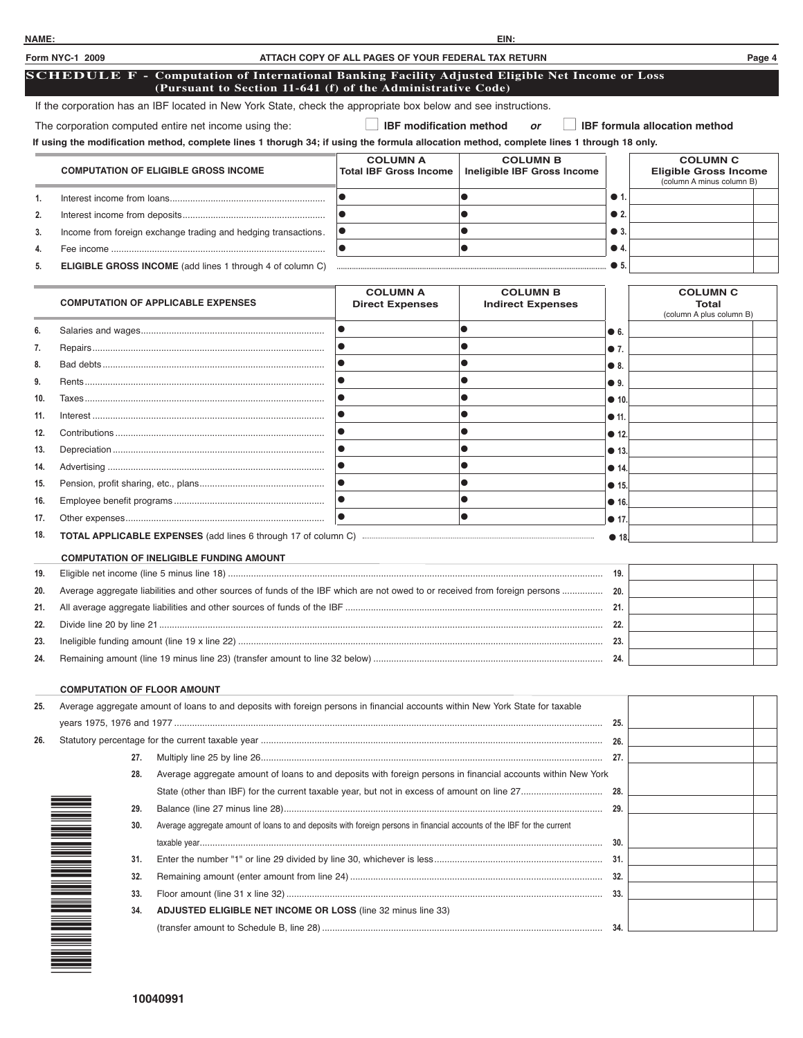NAME: EIN:

Form NYC-1 2009 ATTACH COPY OF ALL PAGES OF YOUR FEDERAL TAX RETURN

## SCHEDULE F - Computation of International Banking Facility Adjusted Eligible Net Income or Loss (Pursuant to Section 11-641 (f) of the Administrative Code)

If the corporation has an IBF located in New York State, check the appropriate box below and see instructions.

The corporation computed entire net income using the: ☐ **IBF modification method** *or* ☐ **IBF formula allocation method**

**If using the modification method, complete lines 1 thorugh 34; if using the formula allocation method, complete lines 1 through 18 only.**

| | COMPUTATION OF ELIGIBLE GROSS INCOME | COLUMN A Total IBF Gross Income | COLUMN B Ineligible IBF Gross Income | | COLUMN C Eligible Gross Income (column A minus column B) |
|---|---|---|---|---|---|
| 1. | Interest income from loans | ● | ● | ● 1. | |
| 2. | Interest income from deposits | ● | ● | ● 2. | |
| 3. | Income from foreign exchange trading and hedging transactions | ● | ● | ● 3. | |
| 4. | Fee income | ● | ● | ● 4. | |
| 5. | **ELIGIBLE GROSS INCOME** (add lines 1 through 4 of column C) | | | ● 5. | |

| | COMPUTATION OF APPLICABLE EXPENSES | COLUMN A Direct Expenses | COLUMN B Indirect Expenses | | COLUMN C Total (column A plus column B) |
|---|---|---|---|---|---|
| 6. | Salaries and wages | ● | ● | ● 6. | |
| 7. | Repairs | ● | ● | ● 7. | |
| 8. | Bad debts | ● | ● | ● 8. | |
| 9. | Rents | ● | ● | ● 9. | |
| 10. | Taxes | ● | ● | ● 10. | |
| 11. | Interest | ● | ● | ● 11. | |
| 12. | Contributions | ● | ● | ● 12. | |
| 13. | Depreciation | ● | ● | ● 13. | |
| 14. | Advertising | ● | ● | ● 14. | |
| 15. | Pension, profit sharing, etc., plans | ● | ● | ● 15. | |
| 16. | Employee benefit programs | ● | ● | ● 16. | |
| 17. | Other expenses | ● | ● | ● 17. | |
| 18. | **TOTAL APPLICABLE EXPENSES** (add lines 6 through 17 of column C) | | | ● 18. | |

**COMPUTATION OF INELIGIBLE FUNDING AMOUNT**

| | | | |
|---|---|---|---|
| 19. | Eligible net income (line 5 minus line 18) | 19. | |
| 20. | Average aggregate liabilities and other sources of funds of the IBF which are not owed to or received from foreign persons | 20. | |
| 21. | All average aggregate liabilities and other sources of funds of the IBF | 21. | |
| 22. | Divide line 20 by line 21 | 22. | |
| 23. | Ineligible funding amount (line 19 x line 22) | 23. | |
| 24. | Remaining amount (line 19 minus line 23) (transfer amount to line 32 below) | 24. | |

**COMPUTATION OF FLOOR AMOUNT**

| | | | |
|---|---|---|---|
| 25. | Average aggregate amount of loans to and deposits with foreign persons in financial accounts within New York State for taxable years 1975, 1976 and 1977 | 25. | |
| 26. | Statutory percentage for the current taxable year | 26. | |
| 27. | Multiply line 25 by line 26 | 27. | |
| 28. | Average aggregate amount of loans to and deposits with foreign persons in financial accounts within New York State (other than IBF) for the current taxable year, but not in excess of amount on line 27 | 28. | |
| 29. | Balance (line 27 minus line 28) | 29. | |
| 30. | Average aggregate amount of loans to and deposits with foreign persons in financial accounts of the IBF for the current taxable year | 30. | |
| 31. | Enter the number "1" or line 29 divided by line 30, whichever is less | 31. | |
| 32. | Remaining amount (enter amount from line 24) | 32. | |
| 33. | Floor amount (line 31 x line 32) | 33. | |
| 34. | **ADJUSTED ELIGIBLE NET INCOME OR LOSS** (line 32 minus line 33) (transfer amount to Schedule B, line 28) | 34. | |

10040991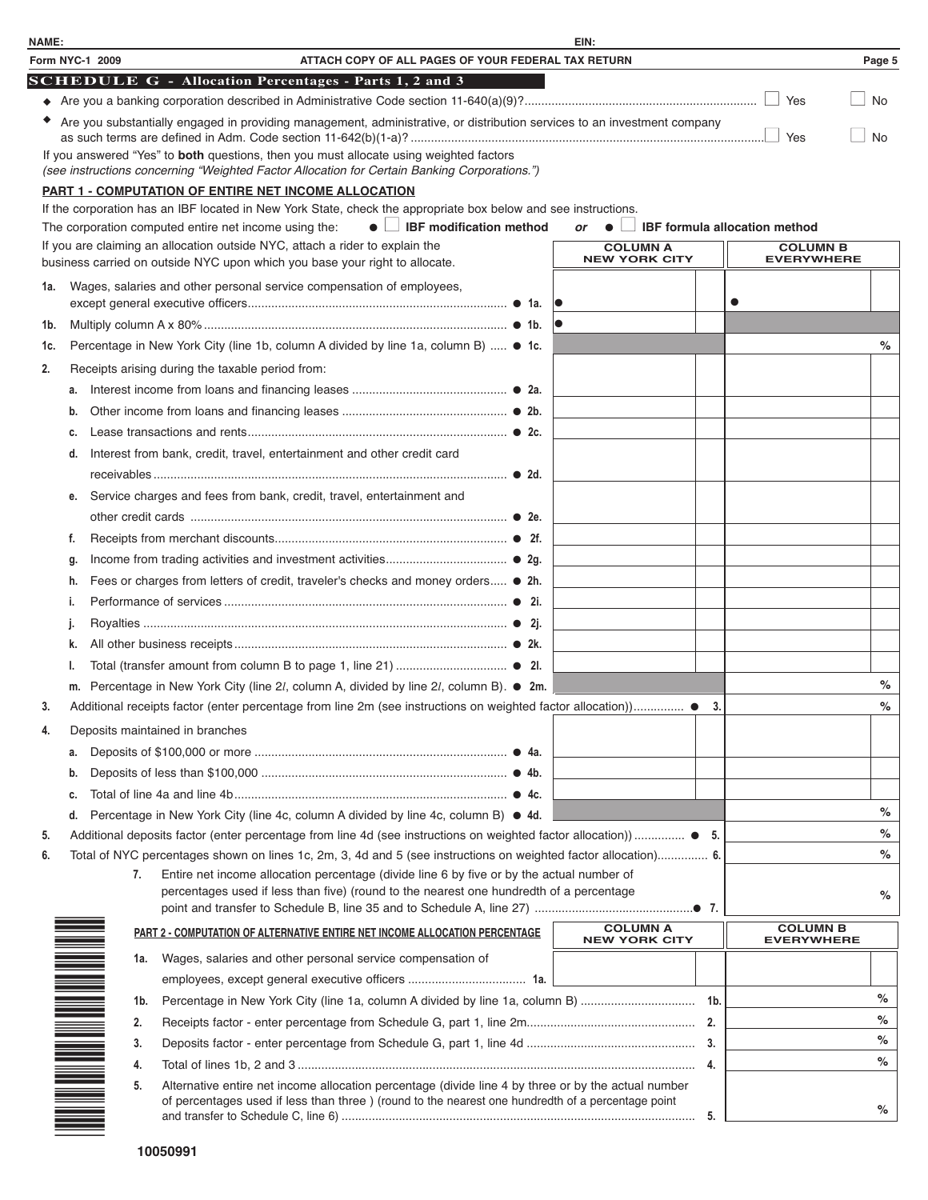NAME: EIN:

Form NYC-1 2009 ATTACH COPY OF ALL PAGES OF YOUR FEDERAL TAX RETURN

## SCHEDULE G - Allocation Percentages - Parts 1, 2 and 3

◆ Are you a banking corporation described in Administrative Code section 11-640(a)(9)? ☐ Yes ☐ No

◆ Are you substantially engaged in providing management, administrative, or distribution services to an investment company as such terms are defined in Adm. Code section 11-642(b)(1-a)? ☐ Yes ☐ No

If you answered "Yes" to **both** questions, then you must allocate using weighted factors
*(see instructions concerning "Weighted Factor Allocation for Certain Banking Corporations.")*

### PART 1 - COMPUTATION OF ENTIRE NET INCOME ALLOCATION

If the corporation has an IBF located in New York State, check the appropriate box below and see instructions.

The corporation computed entire net income using the: ● ☐ **IBF modification method** *or* ● ☐ **IBF formula allocation method**

If you are claiming an allocation outside NYC, attach a rider to explain the business carried on outside NYC upon which you base your right to allocate.

| | | COLUMN A NEW YORK CITY | COLUMN B EVERYWHERE |
|---|---|---|---|
| 1a. | Wages, salaries and other personal service compensation of employees, except general executive officers ● 1a. | ● | ● |
| 1b. | Multiply column A x 80% ● 1b. | ● | |
| 1c. | Percentage in New York City (line 1b, column A divided by line 1a, column B) ● 1c. | | % |
| 2. | Receipts arising during the taxable period from: | | |
| a. | Interest income from loans and financing leases ● 2a. | | |
| b. | Other income from loans and financing leases ● 2b. | | |
| c. | Lease transactions and rents ● 2c. | | |
| d. | Interest from bank, credit, travel, entertainment and other credit card receivables ● 2d. | | |
| e. | Service charges and fees from bank, credit, travel, entertainment and other credit cards ● 2e. | | |
| f. | Receipts from merchant discounts ● 2f. | | |
| g. | Income from trading activities and investment activities ● 2g. | | |
| h. | Fees or charges from letters of credit, traveler's checks and money orders ● 2h. | | |
| i. | Performance of services ● 2i. | | |
| j. | Royalties ● 2j. | | |
| k. | All other business receipts ● 2k. | | |
| l. | Total (transfer amount from column B to page 1, line 21) ● 2l. | | |
| m. | Percentage in New York City (line 2*l*, column A, divided by line 2*l*, column B). ● 2m. | | % |
| 3. | Additional receipts factor (enter percentage from line 2m (see instructions on weighted factor allocation)) ● 3. | | % |
| 4. | Deposits maintained in branches | | |
| a. | Deposits of $100,000 or more ● 4a. | | |
| b. | Deposits of less than $100,000 ● 4b. | | |
| c. | Total of line 4a and line 4b ● 4c. | | |
| d. | Percentage in New York City (line 4c, column A divided by line 4c, column B) ● 4d. | | % |
| 5. | Additional deposits factor (enter percentage from line 4d (see instructions on weighted factor allocation)) ● 5. | | % |
| 6. | Total of NYC percentages shown on lines 1c, 2m, 3, 4d and 5 (see instructions on weighted factor allocation) 6. | | % |
| 7. | Entire net income allocation percentage (divide line 6 by five or by the actual number of percentages used if less than five) (round to the nearest one hundredth of a percentage point and transfer to Schedule B, line 35 and to Schedule A, line 27) ● 7. | | % |

### PART 2 - COMPUTATION OF ALTERNATIVE ENTIRE NET INCOME ALLOCATION PERCENTAGE

| | | COLUMN A NEW YORK CITY | COLUMN B EVERYWHERE |
|---|---|---|---|
| 1a. | Wages, salaries and other personal service compensation of employees, except general executive officers 1a. | | |
| 1b. | Percentage in New York City (line 1a, column A divided by line 1a, column B) 1b. | | % |
| 2. | Receipts factor - enter percentage from Schedule G, part 1, line 2m 2. | | % |
| 3. | Deposits factor - enter percentage from Schedule G, part 1, line 4d 3. | | % |
| 4. | Total of lines 1b, 2 and 3 4. | | % |
| 5. | Alternative entire net income allocation percentage (divide line 4 by three or by the actual number of percentages used if less than three ) (round to the nearest one hundredth of a percentage point and transfer to Schedule C, line 6) 5. | | % |

10050991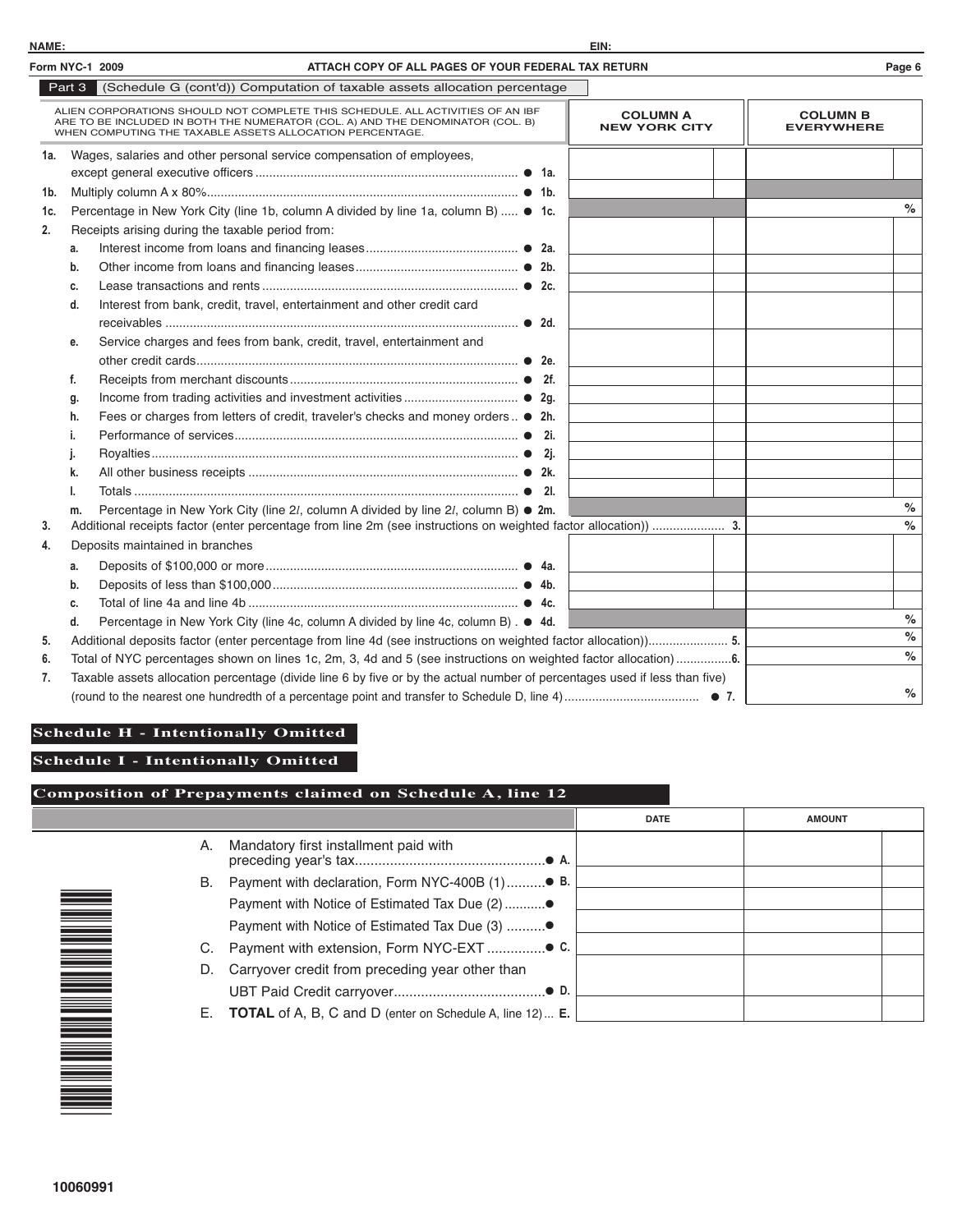NAME: EIN:

Form NYC-1 2009 ATTACH COPY OF ALL PAGES OF YOUR FEDERAL TAX RETURN

## Part 3 (Schedule G (cont'd)) Computation of taxable assets allocation percentage

ALIEN CORPORATIONS SHOULD NOT COMPLETE THIS SCHEDULE. ALL ACTIVITIES OF AN IBF ARE TO BE INCLUDED IN BOTH THE NUMERATOR (COL. A) AND THE DENOMINATOR (COL. B) WHEN COMPUTING THE TAXABLE ASSETS ALLOCATION PERCENTAGE.

| | | COLUMN A NEW YORK CITY | COLUMN B EVERYWHERE |
|---|---|---|---|
| 1a. | Wages, salaries and other personal service compensation of employees, except general executive officers ● 1a. | | |
| 1b. | Multiply column A x 80% ● 1b. | | |
| 1c. | Percentage in New York City (line 1b, column A divided by line 1a, column B) ● 1c. | | % |
| 2. | Receipts arising during the taxable period from: | | |
| a. | Interest income from loans and financing leases ● 2a. | | |
| b. | Other income from loans and financing leases ● 2b. | | |
| c. | Lease transactions and rents ● 2c. | | |
| d. | Interest from bank, credit, travel, entertainment and other credit card receivables ● 2d. | | |
| e. | Service charges and fees from bank, credit, travel, entertainment and other credit cards ● 2e. | | |
| f. | Receipts from merchant discounts ● 2f. | | |
| g. | Income from trading activities and investment activities ● 2g. | | |
| h. | Fees or charges from letters of credit, traveler's checks and money orders ● 2h. | | |
| i. | Performance of services ● 2i. | | |
| j. | Royalties ● 2j. | | |
| k. | All other business receipts ● 2k. | | |
| l. | Totals ● 2l. | | |
| m. | Percentage in New York City (line 2*l*, column A divided by line 2*l*, column B) ● 2m. | | % |
| 3. | Additional receipts factor (enter percentage from line 2m (see instructions on weighted factor allocation)) 3. | | % |
| 4. | Deposits maintained in branches | | |
| a. | Deposits of $100,000 or more ● 4a. | | |
| b. | Deposits of less than $100,000 ● 4b. | | |
| c. | Total of line 4a and line 4b ● 4c. | | |
| d. | Percentage in New York City (line 4c, column A divided by line 4c, column B) ● 4d. | | % |
| 5. | Additional deposits factor (enter percentage from line 4d (see instructions on weighted factor allocation)) 5. | | % |
| 6. | Total of NYC percentages shown on lines 1c, 2m, 3, 4d and 5 (see instructions on weighted factor allocation) 6. | | % |
| 7. | Taxable assets allocation percentage (divide line 6 by five or by the actual number of percentages used if less than five) (round to the nearest one hundredth of a percentage point and transfer to Schedule D, line 4) ● 7. | | % |

## Schedule H - Intentionally Omitted

## Schedule I - Intentionally Omitted

## Composition of Prepayments claimed on Schedule A, line 12

| | | DATE | AMOUNT |
|---|---|---|---|
| A. | Mandatory first installment paid with preceding year's tax ● A. | | |
| B. | Payment with declaration, Form NYC-400B (1) ● B. | | |
| | Payment with Notice of Estimated Tax Due (2) ● | | |
| | Payment with Notice of Estimated Tax Due (3) ● | | |
| C. | Payment with extension, Form NYC-EXT ● C. | | |
| D. | Carryover credit from preceding year other than UBT Paid Credit carryover ● D. | | |
| E. | **TOTAL** of A, B, C and D (enter on Schedule A, line 12) E. | | |

10060991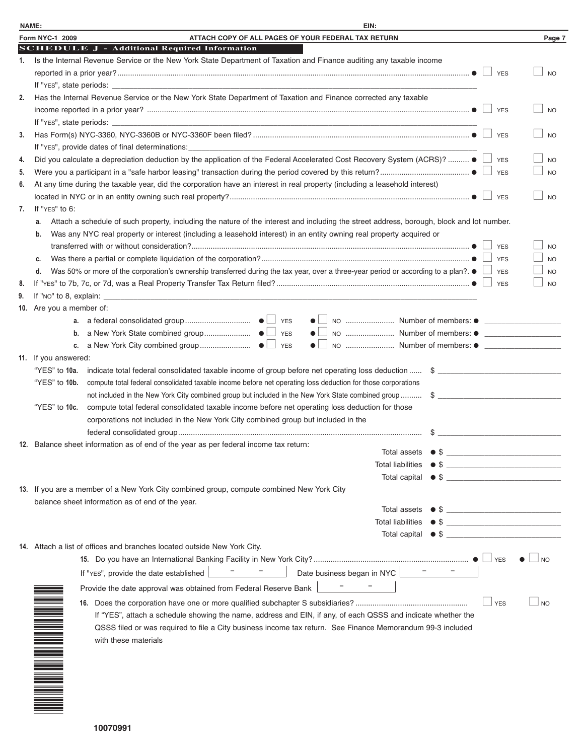NAME: EIN:

Form NYC-1 2009 ATTACH COPY OF ALL PAGES OF YOUR FEDERAL TAX RETURN

## SCHEDULE J - Additional Required Information

1. Is the Internal Revenue Service or the New York State Department of Taxation and Finance auditing any taxable income reported in a prior year? ● ☐ YES ☐ NO
   If "YES", state periods: ______
2. Has the Internal Revenue Service or the New York State Department of Taxation and Finance corrected any taxable income reported in a prior year? ● ☐ YES ☐ NO
   If "YES", state periods: ______
3. Has Form(s) NYC-3360, NYC-3360B or NYC-3360F been filed? ● ☐ YES ☐ NO
   If "YES", provide dates of final determinations: ______
4. Did you calculate a depreciation deduction by the application of the Federal Accelerated Cost Recovery System (ACRS)? ● ☐ YES ☐ NO
5. Were you a participant in a "safe harbor leasing" transaction during the period covered by this return? ● ☐ YES ☐ NO
6. At any time during the taxable year, did the corporation have an interest in real property (including a leasehold interest) located in NYC or in an entity owning such real property? ● ☐ YES ☐ NO
7. If "YES" to 6:
   - a. Attach a schedule of such property, including the nature of the interest and including the street address, borough, block and lot number.
   - b. Was any NYC real property or interest (including a leasehold interest) in an entity owning real property acquired or transferred with or without consideration? ● ☐ YES ☐ NO
   - c. Was there a partial or complete liquidation of the corporation? ● ☐ YES ☐ NO
   - d. Was 50% or more of the corporation's ownership transferred during the tax year, over a three-year period or according to a plan?. ● ☐ YES ☐ NO
8. If "YES" to 7b, 7c, or 7d, was a Real Property Transfer Tax Return filed? ● ☐ YES ☐ NO
9. If "NO" to 8, explain: ______
10. Are you a member of:
    - a. a federal consolidated group ● ☐ YES ● ☐ NO Number of members: ● ______
    - b. a New York State combined group ● ☐ YES ● ☐ NO Number of members: ● ______
    - c. a New York City combined group ● ☐ YES ● ☐ NO Number of members: ● ______
11. If you answered:
    - "YES" to **10a.** indicate total federal consolidated taxable income of group before net operating loss deduction $ ______
    - "YES" to **10b.** compute total federal consolidated taxable income before net operating loss deduction for those corporations not included in the New York City combined group but included in the New York State combined group $ ______
    - "YES" to **10c.** compute total federal consolidated taxable income before net operating loss deduction for those corporations not included in the New York City combined group but included in the federal consolidated group $ ______
12. Balance sheet information as of end of the year as per federal income tax return:
    - Total assets ● $ ______
    - Total liabilities ● $ ______
    - Total capital ● $ ______
13. If you are a member of a New York City combined group, compute combined New York City balance sheet information as of end of the year.
    - Total assets ● $ ______
    - Total liabilities ● $ ______
    - Total capital ● $ ______
14. Attach a list of offices and branches located outside New York City.
15. Do you have an International Banking Facility in New York City? ● ☐ YES ● ☐ NO
    If "YES", provide the date established [ - - ] Date business began in NYC [ - - ]
    Provide the date approval was obtained from Federal Reserve Bank [ - - ]
16. Does the corporation have one or more qualified subchapter S subsidiaries? ☐ YES ☐ NO
    If "YES", attach a schedule showing the name, address and EIN, if any, of each QSSS and indicate whether the QSSS filed or was required to file a City business income tax return. See Finance Memorandum 99-3 included with these materials

10070991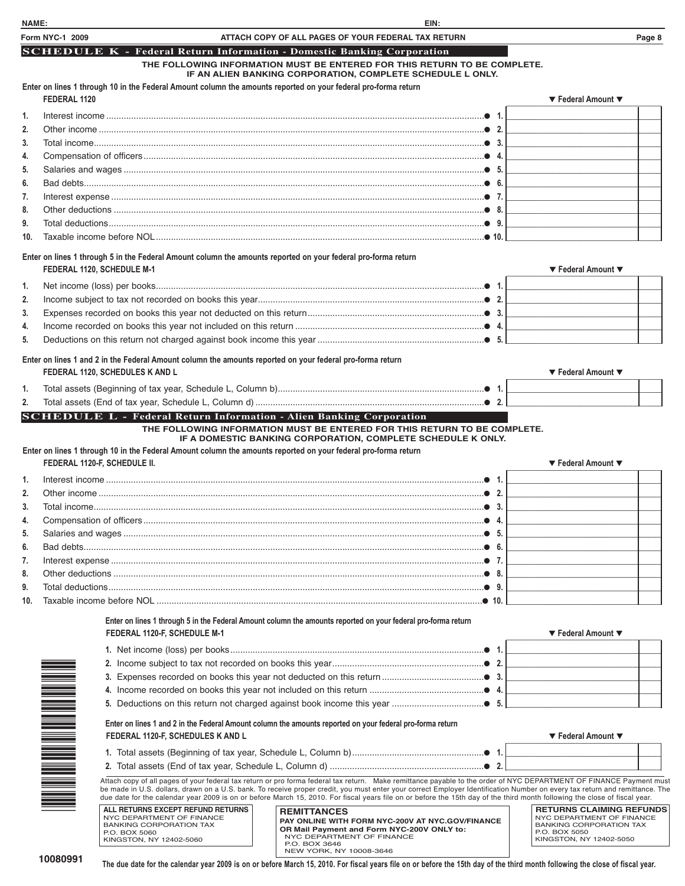NAME: EIN:

Form NYC-1 2009 ATTACH COPY OF ALL PAGES OF YOUR FEDERAL TAX RETURN

## SCHEDULE K - Federal Return Information - Domestic Banking Corporation

**THE FOLLOWING INFORMATION MUST BE ENTERED FOR THIS RETURN TO BE COMPLETE. IF AN ALIEN BANKING CORPORATION, COMPLETE SCHEDULE L ONLY.**

**Enter on lines 1 through 10 in the Federal Amount column the amounts reported on your federal pro-forma return**

**FEDERAL 1120**

| | | | ▼ Federal Amount ▼ |
|---|---|---|---|
| 1. | Interest income | ● 1. | |
| 2. | Other income | ● 2. | |
| 3. | Total income | ● 3. | |
| 4. | Compensation of officers | ● 4. | |
| 5. | Salaries and wages | ● 5. | |
| 6. | Bad debts | ● 6. | |
| 7. | Interest expense | ● 7. | |
| 8. | Other deductions | ● 8. | |
| 9. | Total deductions | ● 9. | |
| 10. | Taxable income before NOL | ● 10. | |

**Enter on lines 1 through 5 in the Federal Amount column the amounts reported on your federal pro-forma return**

**FEDERAL 1120, SCHEDULE M-1**

| | | | ▼ Federal Amount ▼ |
|---|---|---|---|
| 1. | Net income (loss) per books | ● 1. | |
| 2. | Income subject to tax not recorded on books this year | ● 2. | |
| 3. | Expenses recorded on books this year not deducted on this return | ● 3. | |
| 4. | Income recorded on books this year not included on this return | ● 4. | |
| 5. | Deductions on this return not charged against book income this year | ● 5. | |

**Enter on lines 1 and 2 in the Federal Amount column the amounts reported on your federal pro-forma return**

**FEDERAL 1120, SCHEDULES K AND L**

| | | | ▼ Federal Amount ▼ |
|---|---|---|---|
| 1. | Total assets (Beginning of tax year, Schedule L, Column b) | ● 1. | |
| 2. | Total assets (End of tax year, Schedule L, Column d) | ● 2. | |

## SCHEDULE L - Federal Return Information - Alien Banking Corporation

**THE FOLLOWING INFORMATION MUST BE ENTERED FOR THIS RETURN TO BE COMPLETE. IF A DOMESTIC BANKING CORPORATION, COMPLETE SCHEDULE K ONLY.**

**Enter on lines 1 through 10 in the Federal Amount column the amounts reported on your federal pro-forma return**

**FEDERAL 1120-F, SCHEDULE II.**

| | | | ▼ Federal Amount ▼ |
|---|---|---|---|
| 1. | Interest income | ● 1. | |
| 2. | Other income | ● 2. | |
| 3. | Total income | ● 3. | |
| 4. | Compensation of officers | ● 4. | |
| 5. | Salaries and wages | ● 5. | |
| 6. | Bad debts | ● 6. | |
| 7. | Interest expense | ● 7. | |
| 8. | Other deductions | ● 8. | |
| 9. | Total deductions | ● 9. | |
| 10. | Taxable income before NOL | ● 10. | |

**Enter on lines 1 through 5 in the Federal Amount column the amounts reported on your federal pro-forma return**

**FEDERAL 1120-F, SCHEDULE M-1**

| | | | ▼ Federal Amount ▼ |
|---|---|---|---|
| 1. | Net income (loss) per books | ● 1. | |
| 2. | Income subject to tax not recorded on books this year | ● 2. | |
| 3. | Expenses recorded on books this year not deducted on this return | ● 3. | |
| 4. | Income recorded on books this year not included on this return | ● 4. | |
| 5. | Deductions on this return not charged against book income this year | ● 5. | |

**Enter on lines 1 and 2 in the Federal Amount column the amounts reported on your federal pro-forma return**

**FEDERAL 1120-F, SCHEDULES K AND L**

| | | | ▼ Federal Amount ▼ |
|---|---|---|---|
| 1. | Total assets (Beginning of tax year, Schedule L, Column b) | ● 1. | |
| 2. | Total assets (End of tax year, Schedule L, Column d) | ● 2. | |

Attach copy of all pages of your federal tax return or pro forma federal tax return. Make remittance payable to the order of NYC DEPARTMENT OF FINANCE Payment must be made in U.S. dollars, drawn on a U.S. bank. To receive proper credit, you must enter your correct Employer Identification Number on every tax return and remittance. The due date for the calendar year 2009 is on or before March 15, 2010. For fiscal years file on or before the 15th day of the third month following the close of fiscal year.

**ALL RETURNS EXCEPT REFUND RETURNS**
NYC DEPARTMENT OF FINANCE
BANKING CORPORATION TAX
P.O. BOX 5060
KINGSTON, NY 12402-5060

**REMITTANCES**
**PAY ONLINE WITH FORM NYC-200V AT NYC.GOV/FINANCE**
**OR Mail Payment and Form NYC-200V ONLY to:**
NYC DEPARTMENT OF FINANCE
P.O. BOX 3646
NEW YORK, NY 10008-3646

**RETURNS CLAIMING REFUNDS**
NYC DEPARTMENT OF FINANCE
BANKING CORPORATION TAX
P.O. BOX 5050
KINGSTON, NY 12402-5050

10080991

**The due date for the calendar year 2009 is on or before March 15, 2010. For fiscal years file on or before the 15th day of the third month following the close of fiscal year.**